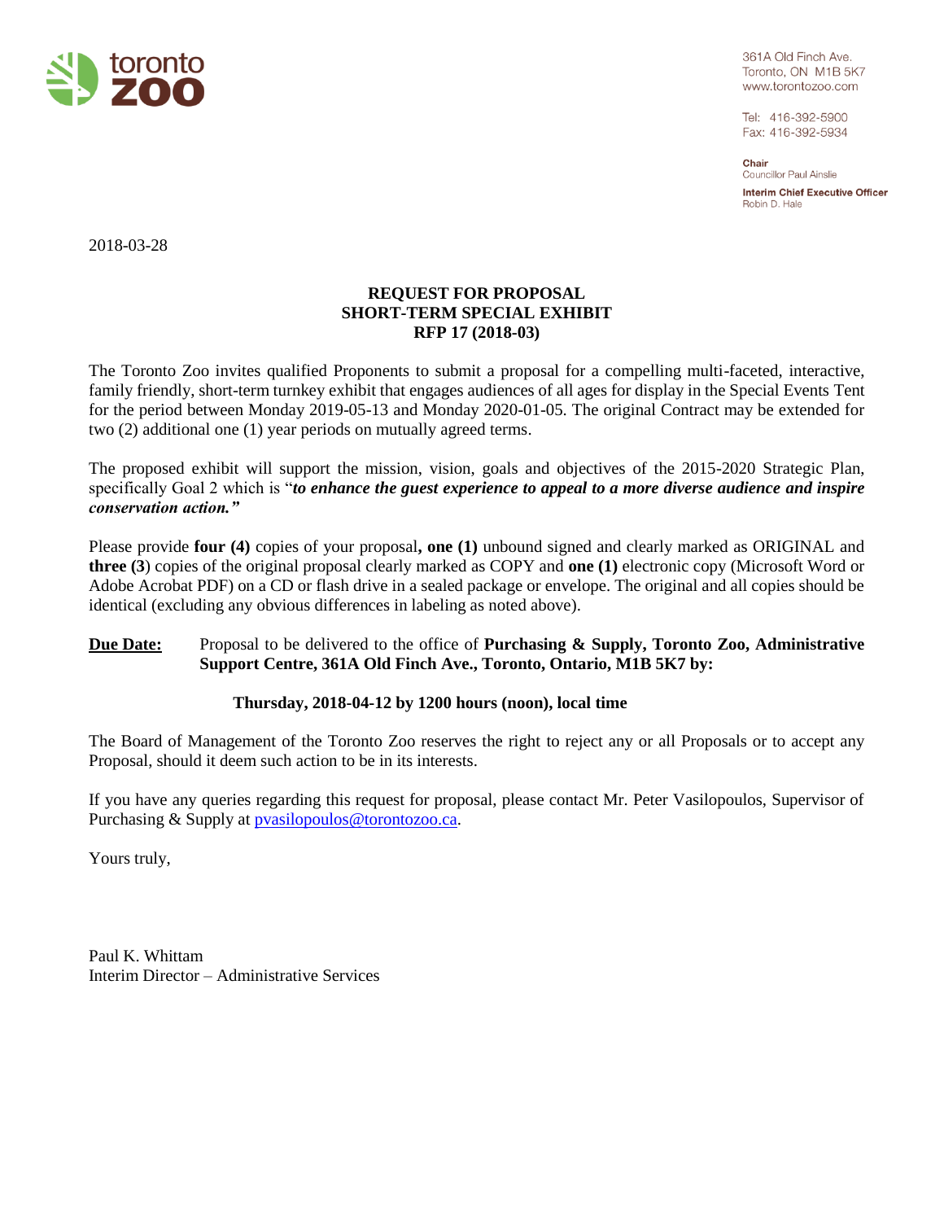toronto zoo

361A Old Finch Ave.
Toronto, ON M1B 5K7
www.torontozoo.com

Tel: 416-392-5900
Fax: 416-392-5934

**Chair**
Councillor Paul Ainslie

**Interim Chief Executive Officer**
Robin D. Hale

2018-03-28

**REQUEST FOR PROPOSAL**
**SHORT-TERM SPECIAL EXHIBIT**
**RFP 17 (2018-03)**

The Toronto Zoo invites qualified Proponents to submit a proposal for a compelling multi-faceted, interactive, family friendly, short-term turnkey exhibit that engages audiences of all ages for display in the Special Events Tent for the period between Monday 2019-05-13 and Monday 2020-01-05. The original Contract may be extended for two (2) additional one (1) year periods on mutually agreed terms.

The proposed exhibit will support the mission, vision, goals and objectives of the 2015-2020 Strategic Plan, specifically Goal 2 which is "***to enhance the guest experience to appeal to a more diverse audience and inspire conservation action."***

Please provide **four (4)** copies of your proposal**, one (1)** unbound signed and clearly marked as ORIGINAL and **three (3**) copies of the original proposal clearly marked as COPY and **one (1)** electronic copy (Microsoft Word or Adobe Acrobat PDF) on a CD or flash drive in a sealed package or envelope. The original and all copies should be identical (excluding any obvious differences in labeling as noted above).

**<u>Due Date:</u>** Proposal to be delivered to the office of **Purchasing & Supply, Toronto Zoo, Administrative Support Centre, 361A Old Finch Ave., Toronto, Ontario, M1B 5K7 by:**

**Thursday, 2018-04-12 by 1200 hours (noon), local time**

The Board of Management of the Toronto Zoo reserves the right to reject any or all Proposals or to accept any Proposal, should it deem such action to be in its interests.

If you have any queries regarding this request for proposal, please contact Mr. Peter Vasilopoulos, Supervisor of Purchasing & Supply at pvasilopoulos@torontozoo.ca.

Yours truly,

Paul K. Whittam
Interim Director – Administrative Services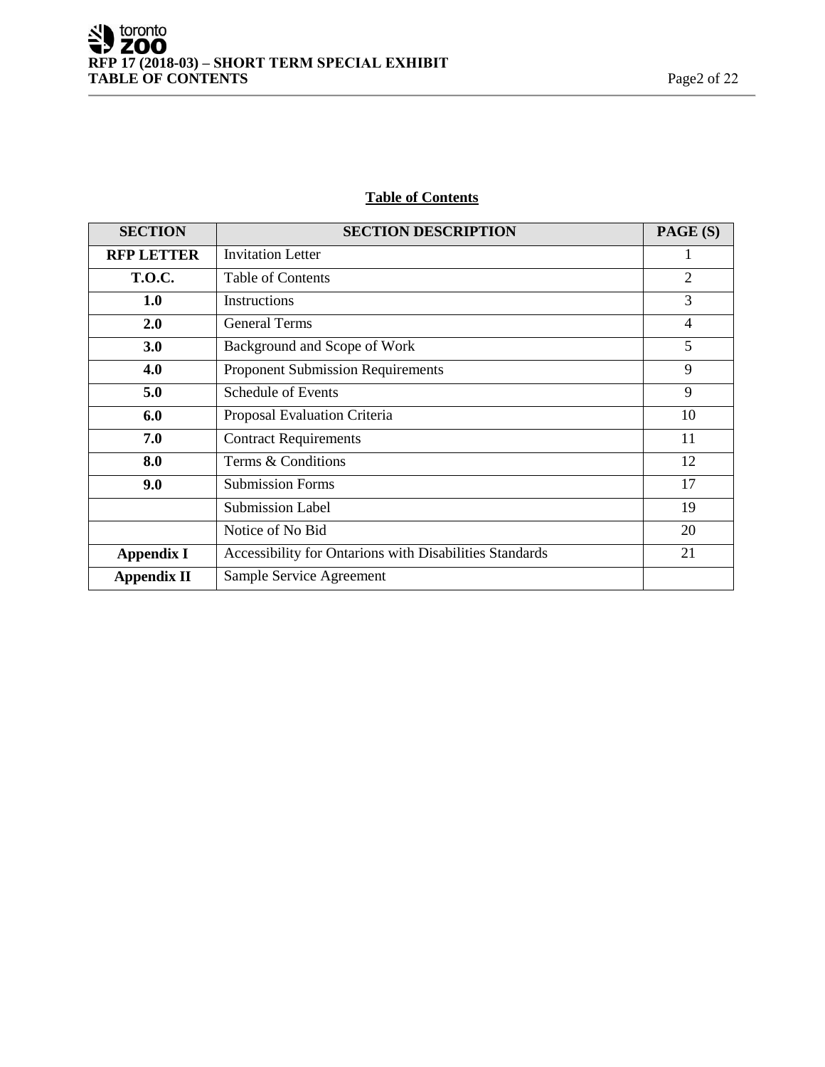**Table of Contents**

| **SECTION** | **SECTION DESCRIPTION** | **PAGE (S)** |
|---|---|---|
| **RFP LETTER** | Invitation Letter | 1 |
| **T.O.C.** | Table of Contents | 2 |
| **1.0** | Instructions | 3 |
| **2.0** | General Terms | 4 |
| **3.0** | Background and Scope of Work | 5 |
| **4.0** | Proponent Submission Requirements | 9 |
| **5.0** | Schedule of Events | 9 |
| **6.0** | Proposal Evaluation Criteria | 10 |
| **7.0** | Contract Requirements | 11 |
| **8.0** | Terms & Conditions | 12 |
| **9.0** | Submission Forms | 17 |
| | Submission Label | 19 |
| | Notice of No Bid | 20 |
| **Appendix I** | Accessibility for Ontarions with Disabilities Standards | 21 |
| **Appendix II** | Sample Service Agreement | |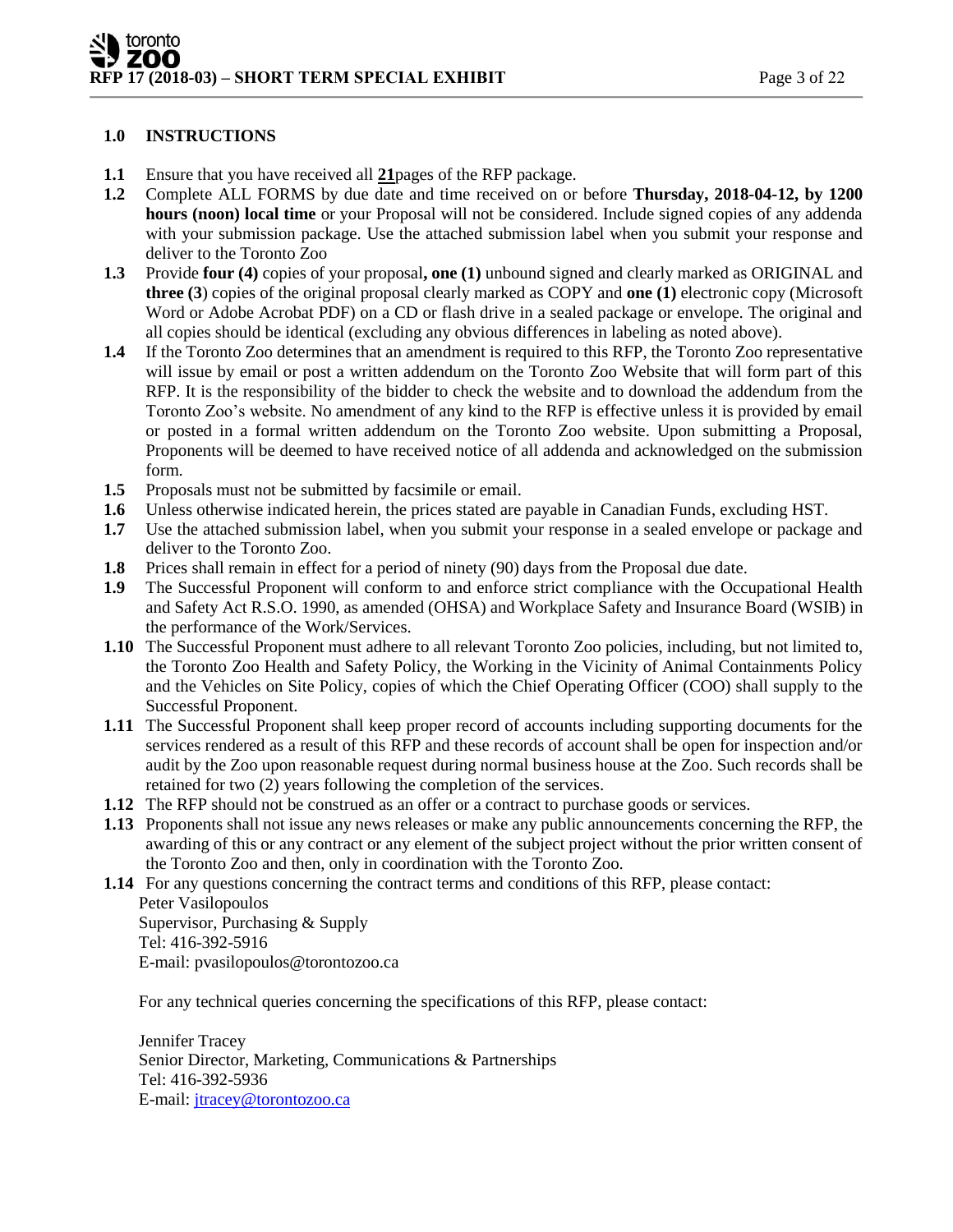## 1.0 INSTRUCTIONS

**1.1** Ensure that you have received all **21**pages of the RFP package.

**1.2** Complete ALL FORMS by due date and time received on or before **Thursday, 2018-04-12, by 1200 hours (noon) local time** or your Proposal will not be considered. Include signed copies of any addenda with your submission package. Use the attached submission label when you submit your response and deliver to the Toronto Zoo

**1.3** Provide **four (4)** copies of your proposal**, one (1)** unbound signed and clearly marked as ORIGINAL and **three (3**) copies of the original proposal clearly marked as COPY and **one (1)** electronic copy (Microsoft Word or Adobe Acrobat PDF) on a CD or flash drive in a sealed package or envelope. The original and all copies should be identical (excluding any obvious differences in labeling as noted above).

**1.4** If the Toronto Zoo determines that an amendment is required to this RFP, the Toronto Zoo representative will issue by email or post a written addendum on the Toronto Zoo Website that will form part of this RFP. It is the responsibility of the bidder to check the website and to download the addendum from the Toronto Zoo's website. No amendment of any kind to the RFP is effective unless it is provided by email or posted in a formal written addendum on the Toronto Zoo website. Upon submitting a Proposal, Proponents will be deemed to have received notice of all addenda and acknowledged on the submission form.

**1.5** Proposals must not be submitted by facsimile or email.

**1.6** Unless otherwise indicated herein, the prices stated are payable in Canadian Funds, excluding HST.

**1.7** Use the attached submission label, when you submit your response in a sealed envelope or package and deliver to the Toronto Zoo.

**1.8** Prices shall remain in effect for a period of ninety (90) days from the Proposal due date.

**1.9** The Successful Proponent will conform to and enforce strict compliance with the Occupational Health and Safety Act R.S.O. 1990, as amended (OHSA) and Workplace Safety and Insurance Board (WSIB) in the performance of the Work/Services.

**1.10** The Successful Proponent must adhere to all relevant Toronto Zoo policies, including, but not limited to, the Toronto Zoo Health and Safety Policy, the Working in the Vicinity of Animal Containments Policy and the Vehicles on Site Policy, copies of which the Chief Operating Officer (COO) shall supply to the Successful Proponent.

**1.11** The Successful Proponent shall keep proper record of accounts including supporting documents for the services rendered as a result of this RFP and these records of account shall be open for inspection and/or audit by the Zoo upon reasonable request during normal business house at the Zoo. Such records shall be retained for two (2) years following the completion of the services.

**1.12** The RFP should not be construed as an offer or a contract to purchase goods or services.

**1.13** Proponents shall not issue any news releases or make any public announcements concerning the RFP, the awarding of this or any contract or any element of the subject project without the prior written consent of the Toronto Zoo and then, only in coordination with the Toronto Zoo.

**1.14** For any questions concerning the contract terms and conditions of this RFP, please contact:

Peter Vasilopoulos
Supervisor, Purchasing & Supply
Tel: 416-392-5916
E-mail: pvasilopoulos@torontozoo.ca

For any technical queries concerning the specifications of this RFP, please contact:

Jennifer Tracey
Senior Director, Marketing, Communications & Partnerships
Tel: 416-392-5936
E-mail: jtracey@torontozoo.ca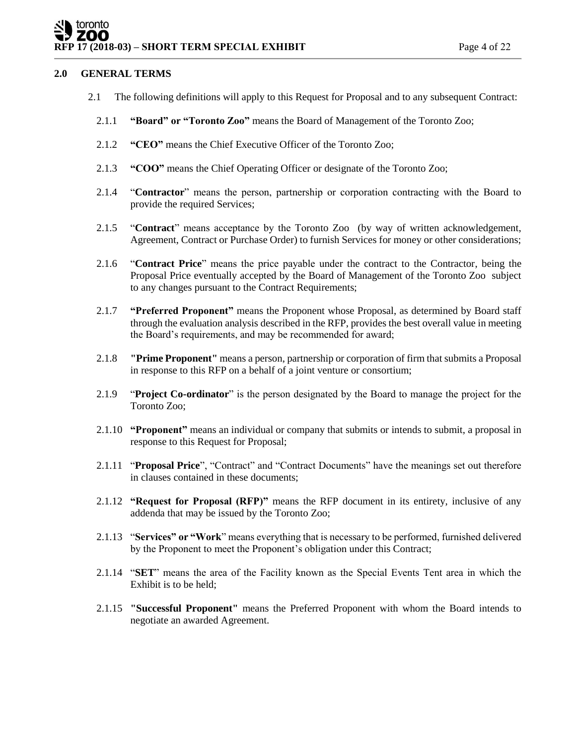## 2.0 GENERAL TERMS

2.1 The following definitions will apply to this Request for Proposal and to any subsequent Contract:

2.1.1 **"Board" or "Toronto Zoo"** means the Board of Management of the Toronto Zoo;

2.1.2 **"CEO"** means the Chief Executive Officer of the Toronto Zoo;

2.1.3 **"COO"** means the Chief Operating Officer or designate of the Toronto Zoo;

2.1.4 "**Contractor**" means the person, partnership or corporation contracting with the Board to provide the required Services;

2.1.5 "**Contract**" means acceptance by the Toronto Zoo (by way of written acknowledgement, Agreement, Contract or Purchase Order) to furnish Services for money or other considerations;

2.1.6 "**Contract Price**" means the price payable under the contract to the Contractor, being the Proposal Price eventually accepted by the Board of Management of the Toronto Zoo subject to any changes pursuant to the Contract Requirements;

2.1.7 **"Preferred Proponent"** means the Proponent whose Proposal, as determined by Board staff through the evaluation analysis described in the RFP, provides the best overall value in meeting the Board's requirements, and may be recommended for award;

2.1.8 **"Prime Proponent"** means a person, partnership or corporation of firm that submits a Proposal in response to this RFP on a behalf of a joint venture or consortium;

2.1.9 "**Project Co-ordinator**" is the person designated by the Board to manage the project for the Toronto Zoo;

2.1.10 **"Proponent"** means an individual or company that submits or intends to submit, a proposal in response to this Request for Proposal;

2.1.11 "**Proposal Price**", "Contract" and "Contract Documents" have the meanings set out therefore in clauses contained in these documents;

2.1.12 **"Request for Proposal (RFP)"** means the RFP document in its entirety, inclusive of any addenda that may be issued by the Toronto Zoo;

2.1.13 "**Services" or "Work**" means everything that is necessary to be performed, furnished delivered by the Proponent to meet the Proponent's obligation under this Contract;

2.1.14 "**SET**" means the area of the Facility known as the Special Events Tent area in which the Exhibit is to be held;

2.1.15 **"Successful Proponent"** means the Preferred Proponent with whom the Board intends to negotiate an awarded Agreement.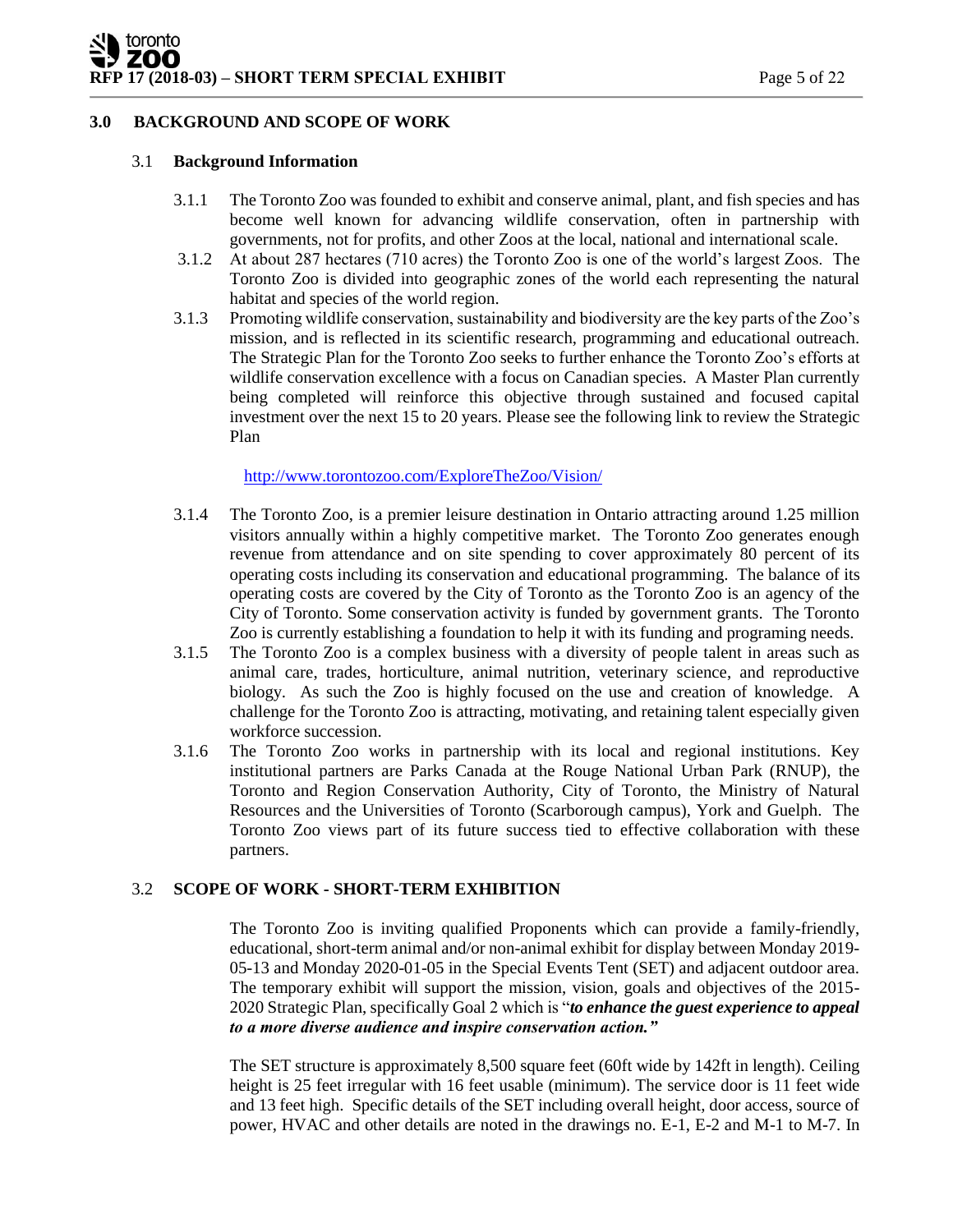## 3.0 BACKGROUND AND SCOPE OF WORK

### 3.1 Background Information

3.1.1 The Toronto Zoo was founded to exhibit and conserve animal, plant, and fish species and has become well known for advancing wildlife conservation, often in partnership with governments, not for profits, and other Zoos at the local, national and international scale.

3.1.2 At about 287 hectares (710 acres) the Toronto Zoo is one of the world's largest Zoos. The Toronto Zoo is divided into geographic zones of the world each representing the natural habitat and species of the world region.

3.1.3 Promoting wildlife conservation, sustainability and biodiversity are the key parts of the Zoo's mission, and is reflected in its scientific research, programming and educational outreach. The Strategic Plan for the Toronto Zoo seeks to further enhance the Toronto Zoo's efforts at wildlife conservation excellence with a focus on Canadian species. A Master Plan currently being completed will reinforce this objective through sustained and focused capital investment over the next 15 to 20 years. Please see the following link to review the Strategic Plan

http://www.torontozoo.com/ExploreTheZoo/Vision/

3.1.4 The Toronto Zoo, is a premier leisure destination in Ontario attracting around 1.25 million visitors annually within a highly competitive market. The Toronto Zoo generates enough revenue from attendance and on site spending to cover approximately 80 percent of its operating costs including its conservation and educational programming. The balance of its operating costs are covered by the City of Toronto as the Toronto Zoo is an agency of the City of Toronto. Some conservation activity is funded by government grants. The Toronto Zoo is currently establishing a foundation to help it with its funding and programing needs.

3.1.5 The Toronto Zoo is a complex business with a diversity of people talent in areas such as animal care, trades, horticulture, animal nutrition, veterinary science, and reproductive biology. As such the Zoo is highly focused on the use and creation of knowledge. A challenge for the Toronto Zoo is attracting, motivating, and retaining talent especially given workforce succession.

3.1.6 The Toronto Zoo works in partnership with its local and regional institutions. Key institutional partners are Parks Canada at the Rouge National Urban Park (RNUP), the Toronto and Region Conservation Authority, City of Toronto, the Ministry of Natural Resources and the Universities of Toronto (Scarborough campus), York and Guelph. The Toronto Zoo views part of its future success tied to effective collaboration with these partners.

### 3.2 SCOPE OF WORK - SHORT-TERM EXHIBITION

The Toronto Zoo is inviting qualified Proponents which can provide a family-friendly, educational, short-term animal and/or non-animal exhibit for display between Monday 2019-05-13 and Monday 2020-01-05 in the Special Events Tent (SET) and adjacent outdoor area. The temporary exhibit will support the mission, vision, goals and objectives of the 2015-2020 Strategic Plan, specifically Goal 2 which is "***to enhance the guest experience to appeal to a more diverse audience and inspire conservation action.***"

The SET structure is approximately 8,500 square feet (60ft wide by 142ft in length). Ceiling height is 25 feet irregular with 16 feet usable (minimum). The service door is 11 feet wide and 13 feet high. Specific details of the SET including overall height, door access, source of power, HVAC and other details are noted in the drawings no. E-1, E-2 and M-1 to M-7. In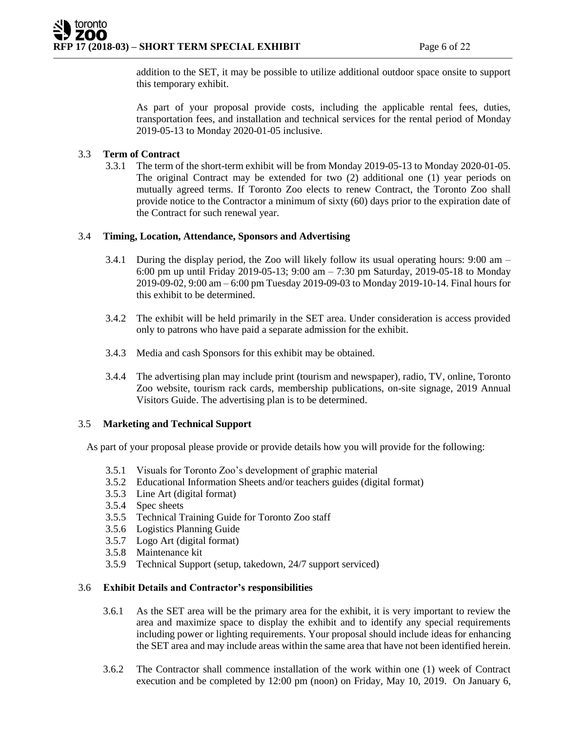addition to the SET, it may be possible to utilize additional outdoor space onsite to support this temporary exhibit.

As part of your proposal provide costs, including the applicable rental fees, duties, transportation fees, and installation and technical services for the rental period of Monday 2019-05-13 to Monday 2020-01-05 inclusive.

### 3.3 Term of Contract

3.3.1 The term of the short-term exhibit will be from Monday 2019-05-13 to Monday 2020-01-05. The original Contract may be extended for two (2) additional one (1) year periods on mutually agreed terms. If Toronto Zoo elects to renew Contract, the Toronto Zoo shall provide notice to the Contractor a minimum of sixty (60) days prior to the expiration date of the Contract for such renewal year.

### 3.4 Timing, Location, Attendance, Sponsors and Advertising

3.4.1 During the display period, the Zoo will likely follow its usual operating hours: 9:00 am – 6:00 pm up until Friday 2019-05-13; 9:00 am – 7:30 pm Saturday, 2019-05-18 to Monday 2019-09-02, 9:00 am – 6:00 pm Tuesday 2019-09-03 to Monday 2019-10-14. Final hours for this exhibit to be determined.

3.4.2 The exhibit will be held primarily in the SET area. Under consideration is access provided only to patrons who have paid a separate admission for the exhibit.

3.4.3 Media and cash Sponsors for this exhibit may be obtained.

3.4.4 The advertising plan may include print (tourism and newspaper), radio, TV, online, Toronto Zoo website, tourism rack cards, membership publications, on-site signage, 2019 Annual Visitors Guide. The advertising plan is to be determined.

### 3.5 Marketing and Technical Support

As part of your proposal please provide or provide details how you will provide for the following:

3.5.1 Visuals for Toronto Zoo's development of graphic material
3.5.2 Educational Information Sheets and/or teachers guides (digital format)
3.5.3 Line Art (digital format)
3.5.4 Spec sheets
3.5.5 Technical Training Guide for Toronto Zoo staff
3.5.6 Logistics Planning Guide
3.5.7 Logo Art (digital format)
3.5.8 Maintenance kit
3.5.9 Technical Support (setup, takedown, 24/7 support serviced)

### 3.6 Exhibit Details and Contractor's responsibilities

3.6.1 As the SET area will be the primary area for the exhibit, it is very important to review the area and maximize space to display the exhibit and to identify any special requirements including power or lighting requirements. Your proposal should include ideas for enhancing the SET area and may include areas within the same area that have not been identified herein.

3.6.2 The Contractor shall commence installation of the work within one (1) week of Contract execution and be completed by 12:00 pm (noon) on Friday, May 10, 2019. On January 6,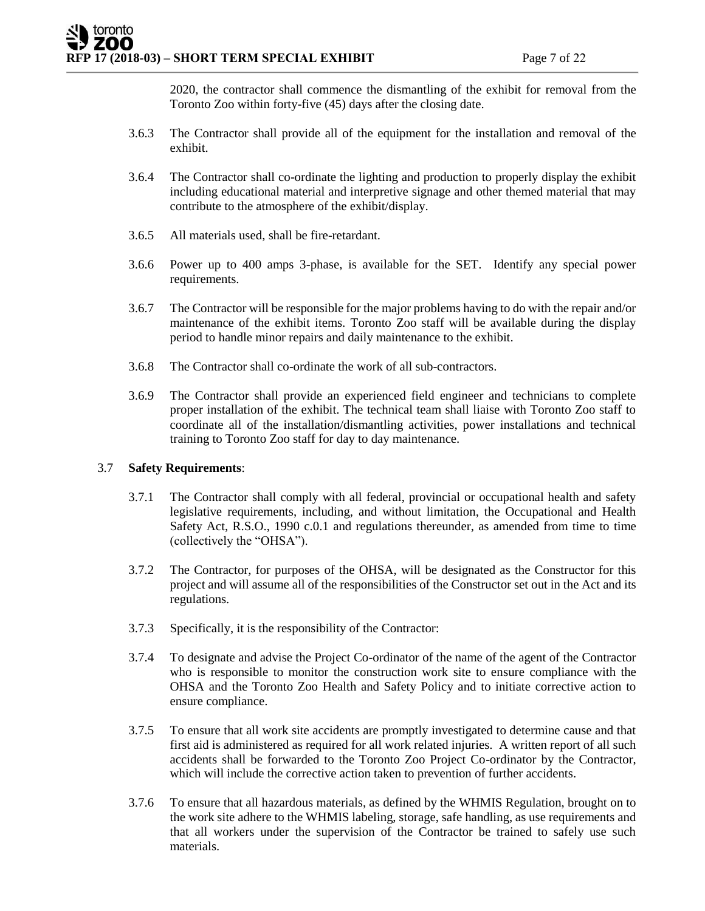2020, the contractor shall commence the dismantling of the exhibit for removal from the Toronto Zoo within forty-five (45) days after the closing date.

3.6.3 The Contractor shall provide all of the equipment for the installation and removal of the exhibit.

3.6.4 The Contractor shall co-ordinate the lighting and production to properly display the exhibit including educational material and interpretive signage and other themed material that may contribute to the atmosphere of the exhibit/display.

3.6.5 All materials used, shall be fire-retardant.

3.6.6 Power up to 400 amps 3-phase, is available for the SET. Identify any special power requirements.

3.6.7 The Contractor will be responsible for the major problems having to do with the repair and/or maintenance of the exhibit items. Toronto Zoo staff will be available during the display period to handle minor repairs and daily maintenance to the exhibit.

3.6.8 The Contractor shall co-ordinate the work of all sub-contractors.

3.6.9 The Contractor shall provide an experienced field engineer and technicians to complete proper installation of the exhibit. The technical team shall liaise with Toronto Zoo staff to coordinate all of the installation/dismantling activities, power installations and technical training to Toronto Zoo staff for day to day maintenance.

3.7 **Safety Requirements**:

3.7.1 The Contractor shall comply with all federal, provincial or occupational health and safety legislative requirements, including, and without limitation, the Occupational and Health Safety Act, R.S.O., 1990 c.0.1 and regulations thereunder, as amended from time to time (collectively the "OHSA").

3.7.2 The Contractor, for purposes of the OHSA, will be designated as the Constructor for this project and will assume all of the responsibilities of the Constructor set out in the Act and its regulations.

3.7.3 Specifically, it is the responsibility of the Contractor:

3.7.4 To designate and advise the Project Co-ordinator of the name of the agent of the Contractor who is responsible to monitor the construction work site to ensure compliance with the OHSA and the Toronto Zoo Health and Safety Policy and to initiate corrective action to ensure compliance.

3.7.5 To ensure that all work site accidents are promptly investigated to determine cause and that first aid is administered as required for all work related injuries. A written report of all such accidents shall be forwarded to the Toronto Zoo Project Co-ordinator by the Contractor, which will include the corrective action taken to prevention of further accidents.

3.7.6 To ensure that all hazardous materials, as defined by the WHMIS Regulation, brought on to the work site adhere to the WHMIS labeling, storage, safe handling, as use requirements and that all workers under the supervision of the Contractor be trained to safely use such materials.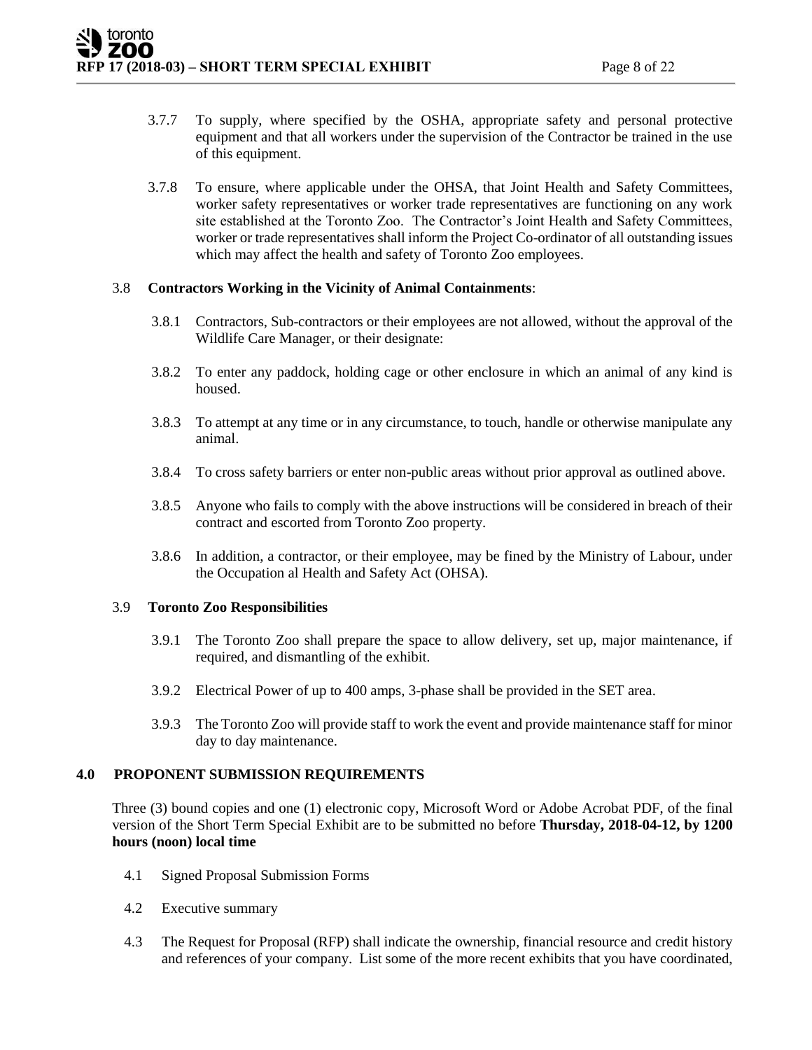3.7.7 To supply, where specified by the OSHA, appropriate safety and personal protective equipment and that all workers under the supervision of the Contractor be trained in the use of this equipment.

3.7.8 To ensure, where applicable under the OHSA, that Joint Health and Safety Committees, worker safety representatives or worker trade representatives are functioning on any work site established at the Toronto Zoo. The Contractor's Joint Health and Safety Committees, worker or trade representatives shall inform the Project Co-ordinator of all outstanding issues which may affect the health and safety of Toronto Zoo employees.

3.8 **Contractors Working in the Vicinity of Animal Containments**:

3.8.1 Contractors, Sub-contractors or their employees are not allowed, without the approval of the Wildlife Care Manager, or their designate:

3.8.2 To enter any paddock, holding cage or other enclosure in which an animal of any kind is housed.

3.8.3 To attempt at any time or in any circumstance, to touch, handle or otherwise manipulate any animal.

3.8.4 To cross safety barriers or enter non-public areas without prior approval as outlined above.

3.8.5 Anyone who fails to comply with the above instructions will be considered in breach of their contract and escorted from Toronto Zoo property.

3.8.6 In addition, a contractor, or their employee, may be fined by the Ministry of Labour, under the Occupation al Health and Safety Act (OHSA).

3.9 **Toronto Zoo Responsibilities**

3.9.1 The Toronto Zoo shall prepare the space to allow delivery, set up, major maintenance, if required, and dismantling of the exhibit.

3.9.2 Electrical Power of up to 400 amps, 3-phase shall be provided in the SET area.

3.9.3 The Toronto Zoo will provide staff to work the event and provide maintenance staff for minor day to day maintenance.

## 4.0 PROPONENT SUBMISSION REQUIREMENTS

Three (3) bound copies and one (1) electronic copy, Microsoft Word or Adobe Acrobat PDF, of the final version of the Short Term Special Exhibit are to be submitted no before **Thursday, 2018-04-12, by 1200 hours (noon) local time**

4.1 Signed Proposal Submission Forms

4.2 Executive summary

4.3 The Request for Proposal (RFP) shall indicate the ownership, financial resource and credit history and references of your company. List some of the more recent exhibits that you have coordinated,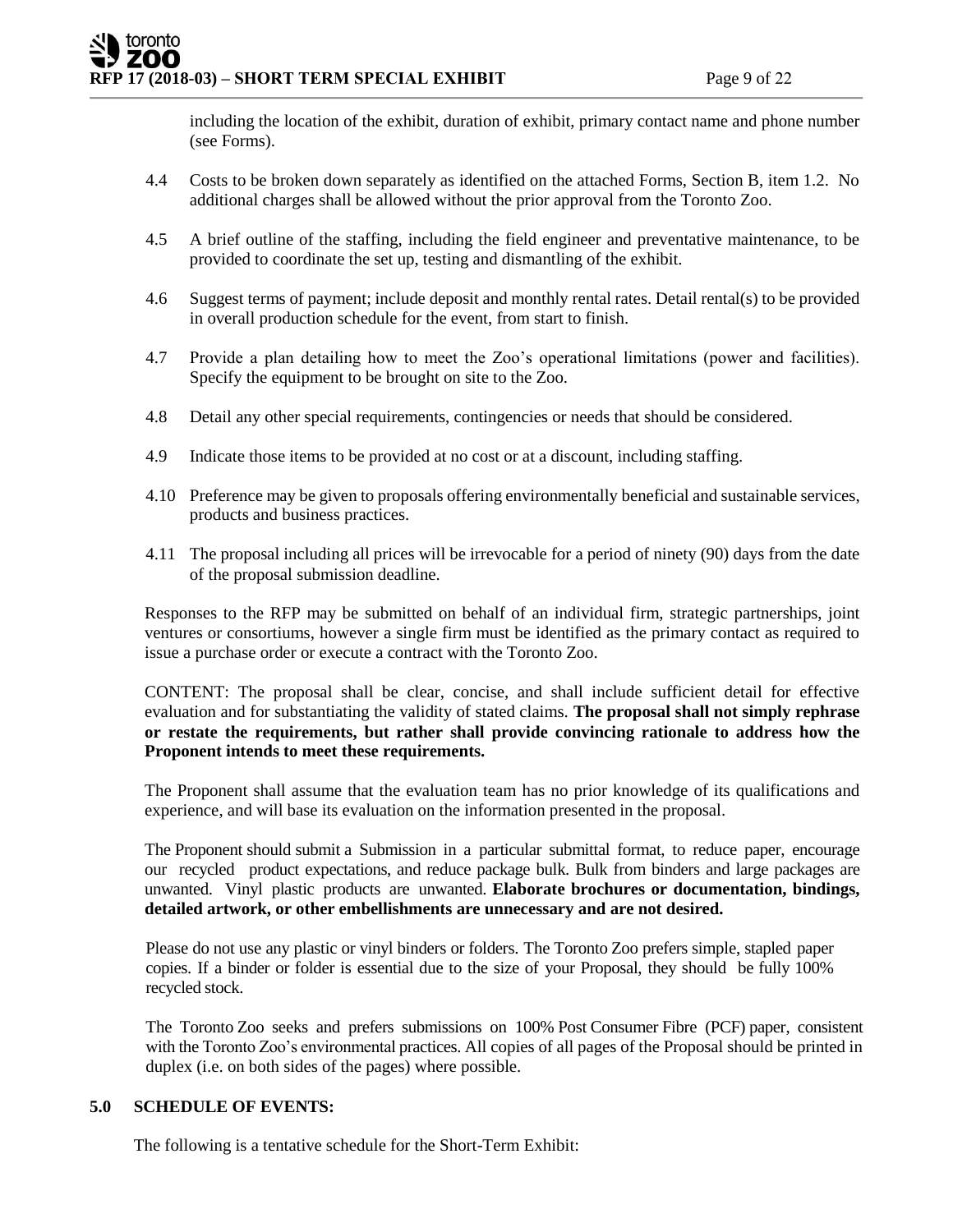including the location of the exhibit, duration of exhibit, primary contact name and phone number (see Forms).

4.4 Costs to be broken down separately as identified on the attached Forms, Section B, item 1.2. No additional charges shall be allowed without the prior approval from the Toronto Zoo.

4.5 A brief outline of the staffing, including the field engineer and preventative maintenance, to be provided to coordinate the set up, testing and dismantling of the exhibit.

4.6 Suggest terms of payment; include deposit and monthly rental rates. Detail rental(s) to be provided in overall production schedule for the event, from start to finish.

4.7 Provide a plan detailing how to meet the Zoo's operational limitations (power and facilities). Specify the equipment to be brought on site to the Zoo.

4.8 Detail any other special requirements, contingencies or needs that should be considered.

4.9 Indicate those items to be provided at no cost or at a discount, including staffing.

4.10 Preference may be given to proposals offering environmentally beneficial and sustainable services, products and business practices.

4.11 The proposal including all prices will be irrevocable for a period of ninety (90) days from the date of the proposal submission deadline.

Responses to the RFP may be submitted on behalf of an individual firm, strategic partnerships, joint ventures or consortiums, however a single firm must be identified as the primary contact as required to issue a purchase order or execute a contract with the Toronto Zoo.

CONTENT: The proposal shall be clear, concise, and shall include sufficient detail for effective evaluation and for substantiating the validity of stated claims. **The proposal shall not simply rephrase or restate the requirements, but rather shall provide convincing rationale to address how the Proponent intends to meet these requirements.**

The Proponent shall assume that the evaluation team has no prior knowledge of its qualifications and experience, and will base its evaluation on the information presented in the proposal.

The Proponent should submit a Submission in a particular submittal format, to reduce paper, encourage our recycled product expectations, and reduce package bulk. Bulk from binders and large packages are unwanted. Vinyl plastic products are unwanted. **Elaborate brochures or documentation, bindings, detailed artwork, or other embellishments are unnecessary and are not desired.**

Please do not use any plastic or vinyl binders or folders. The Toronto Zoo prefers simple, stapled paper copies. If a binder or folder is essential due to the size of your Proposal, they should be fully 100% recycled stock.

The Toronto Zoo seeks and prefers submissions on 100% Post Consumer Fibre (PCF) paper, consistent with the Toronto Zoo's environmental practices. All copies of all pages of the Proposal should be printed in duplex (i.e. on both sides of the pages) where possible.

## 5.0 SCHEDULE OF EVENTS:

The following is a tentative schedule for the Short-Term Exhibit: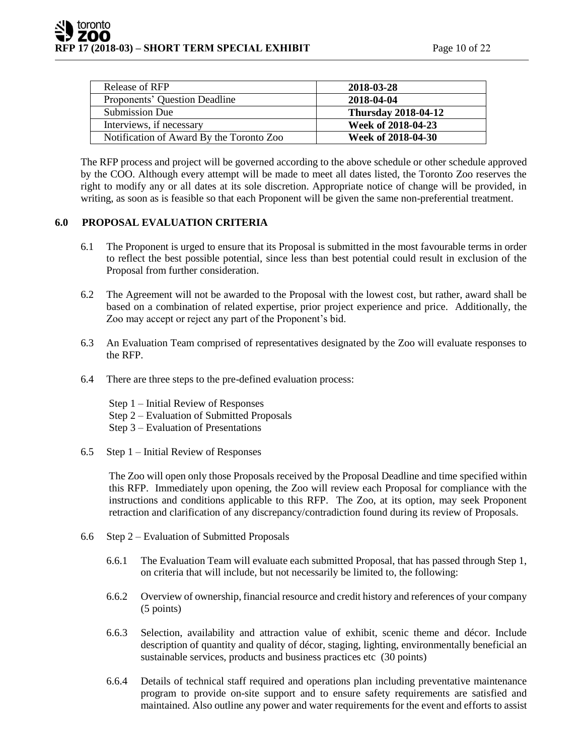| Release of RFP | **2018-03-28** |
|---|---|
| Proponents' Question Deadline | **2018-04-04** |
| Submission Due | **Thursday 2018-04-12** |
| Interviews, if necessary | **Week of 2018-04-23** |
| Notification of Award By the Toronto Zoo | **Week of 2018-04-30** |

The RFP process and project will be governed according to the above schedule or other schedule approved by the COO. Although every attempt will be made to meet all dates listed, the Toronto Zoo reserves the right to modify any or all dates at its sole discretion. Appropriate notice of change will be provided, in writing, as soon as is feasible so that each Proponent will be given the same non-preferential treatment.

## 6.0 PROPOSAL EVALUATION CRITERIA

6.1 The Proponent is urged to ensure that its Proposal is submitted in the most favourable terms in order to reflect the best possible potential, since less than best potential could result in exclusion of the Proposal from further consideration.

6.2 The Agreement will not be awarded to the Proposal with the lowest cost, but rather, award shall be based on a combination of related expertise, prior project experience and price. Additionally, the Zoo may accept or reject any part of the Proponent's bid.

6.3 An Evaluation Team comprised of representatives designated by the Zoo will evaluate responses to the RFP.

6.4 There are three steps to the pre-defined evaluation process:

Step 1 – Initial Review of Responses
Step 2 – Evaluation of Submitted Proposals
Step 3 – Evaluation of Presentations

6.5 Step 1 – Initial Review of Responses

The Zoo will open only those Proposals received by the Proposal Deadline and time specified within this RFP. Immediately upon opening, the Zoo will review each Proposal for compliance with the instructions and conditions applicable to this RFP. The Zoo, at its option, may seek Proponent retraction and clarification of any discrepancy/contradiction found during its review of Proposals.

6.6 Step 2 – Evaluation of Submitted Proposals

6.6.1 The Evaluation Team will evaluate each submitted Proposal, that has passed through Step 1, on criteria that will include, but not necessarily be limited to, the following:

6.6.2 Overview of ownership, financial resource and credit history and references of your company (5 points)

6.6.3 Selection, availability and attraction value of exhibit, scenic theme and décor. Include description of quantity and quality of décor, staging, lighting, environmentally beneficial an sustainable services, products and business practices etc (30 points)

6.6.4 Details of technical staff required and operations plan including preventative maintenance program to provide on-site support and to ensure safety requirements are satisfied and maintained. Also outline any power and water requirements for the event and efforts to assist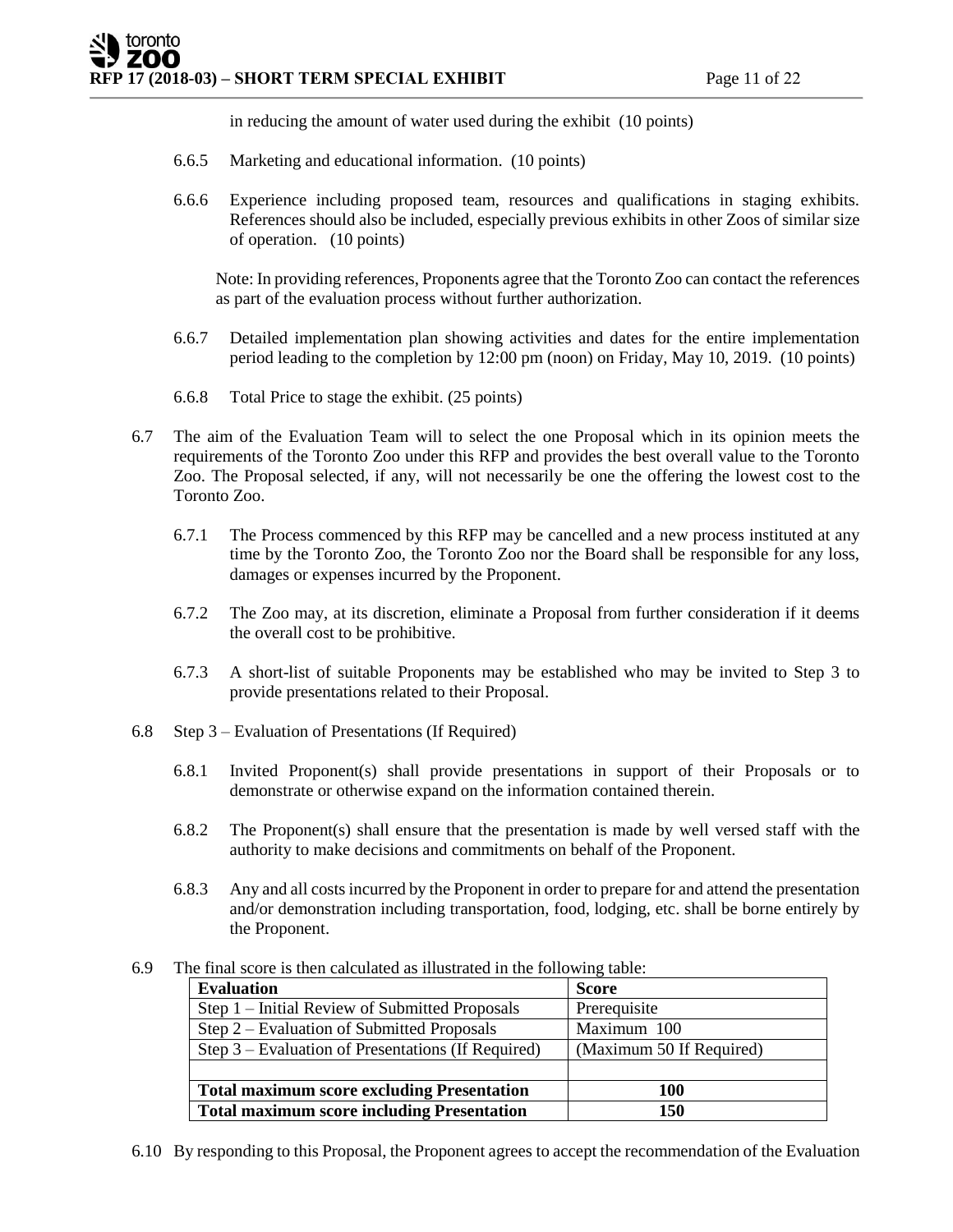in reducing the amount of water used during the exhibit (10 points)

6.6.5 Marketing and educational information. (10 points)

6.6.6 Experience including proposed team, resources and qualifications in staging exhibits. References should also be included, especially previous exhibits in other Zoos of similar size of operation. (10 points)

Note: In providing references, Proponents agree that the Toronto Zoo can contact the references as part of the evaluation process without further authorization.

6.6.7 Detailed implementation plan showing activities and dates for the entire implementation period leading to the completion by 12:00 pm (noon) on Friday, May 10, 2019. (10 points)

6.6.8 Total Price to stage the exhibit. (25 points)

6.7 The aim of the Evaluation Team will to select the one Proposal which in its opinion meets the requirements of the Toronto Zoo under this RFP and provides the best overall value to the Toronto Zoo. The Proposal selected, if any, will not necessarily be one the offering the lowest cost to the Toronto Zoo.

6.7.1 The Process commenced by this RFP may be cancelled and a new process instituted at any time by the Toronto Zoo, the Toronto Zoo nor the Board shall be responsible for any loss, damages or expenses incurred by the Proponent.

6.7.2 The Zoo may, at its discretion, eliminate a Proposal from further consideration if it deems the overall cost to be prohibitive.

6.7.3 A short-list of suitable Proponents may be established who may be invited to Step 3 to provide presentations related to their Proposal.

6.8 Step 3 – Evaluation of Presentations (If Required)

6.8.1 Invited Proponent(s) shall provide presentations in support of their Proposals or to demonstrate or otherwise expand on the information contained therein.

6.8.2 The Proponent(s) shall ensure that the presentation is made by well versed staff with the authority to make decisions and commitments on behalf of the Proponent.

6.8.3 Any and all costs incurred by the Proponent in order to prepare for and attend the presentation and/or demonstration including transportation, food, lodging, etc. shall be borne entirely by the Proponent.

6.9 The final score is then calculated as illustrated in the following table:

| **Evaluation** | **Score** |
|---|---|
| Step 1 – Initial Review of Submitted Proposals | Prerequisite |
| Step 2 – Evaluation of Submitted Proposals | Maximum 100 |
| Step 3 – Evaluation of Presentations (If Required) | (Maximum 50 If Required) |
| | |
| **Total maximum score excluding Presentation** | **100** |
| **Total maximum score including Presentation** | **150** |

6.10 By responding to this Proposal, the Proponent agrees to accept the recommendation of the Evaluation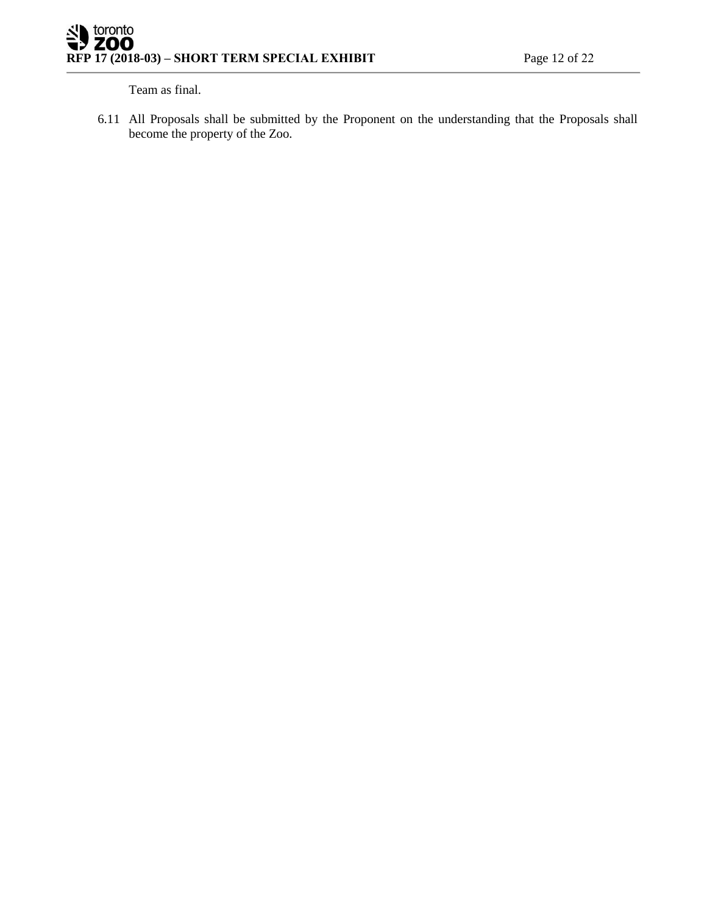Team as final.

6.11 All Proposals shall be submitted by the Proponent on the understanding that the Proposals shall become the property of the Zoo.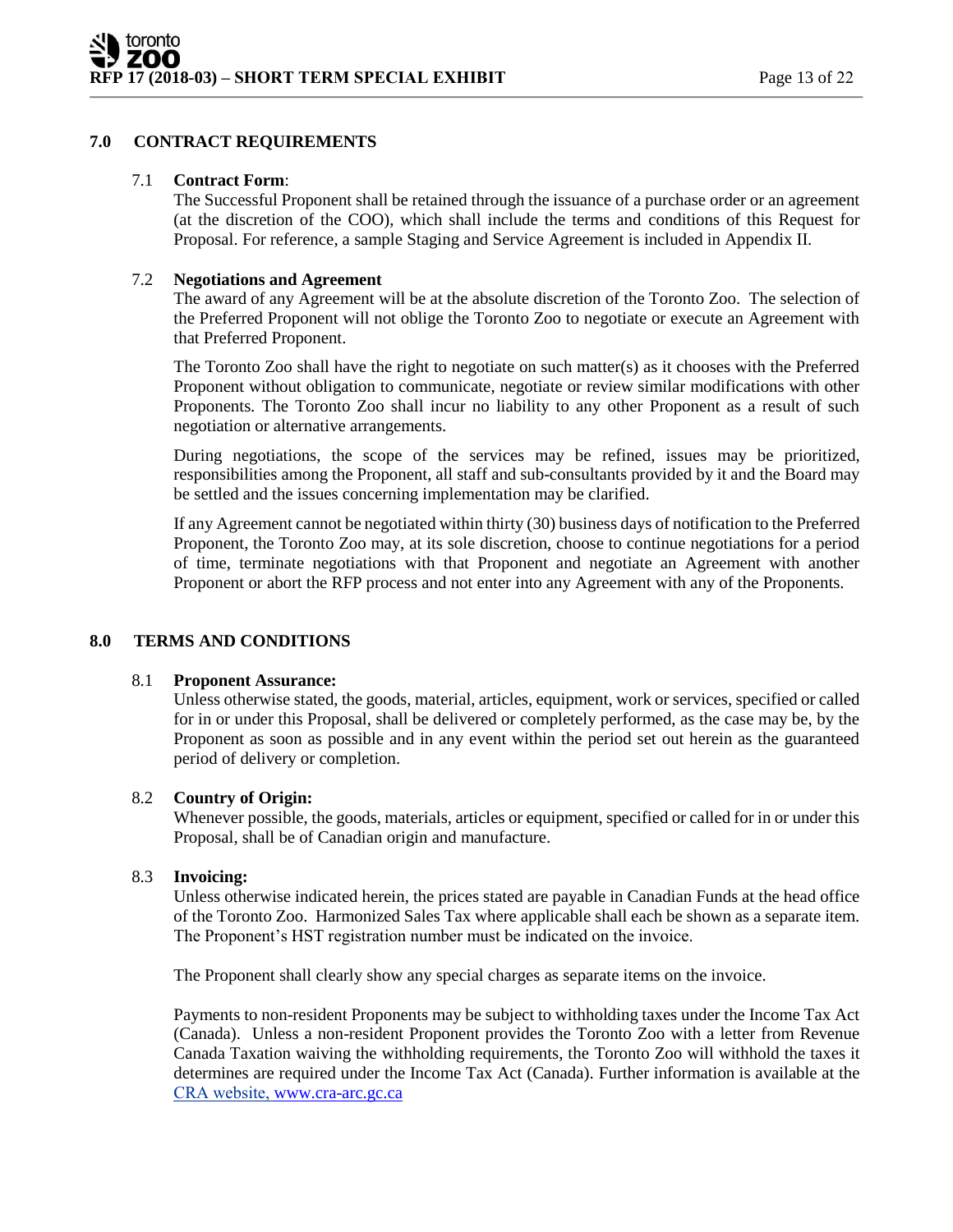## 7.0 CONTRACT REQUIREMENTS

### 7.1 **Contract Form**:

The Successful Proponent shall be retained through the issuance of a purchase order or an agreement (at the discretion of the COO), which shall include the terms and conditions of this Request for Proposal. For reference, a sample Staging and Service Agreement is included in Appendix II.

### 7.2 **Negotiations and Agreement**

The award of any Agreement will be at the absolute discretion of the Toronto Zoo. The selection of the Preferred Proponent will not oblige the Toronto Zoo to negotiate or execute an Agreement with that Preferred Proponent.

The Toronto Zoo shall have the right to negotiate on such matter(s) as it chooses with the Preferred Proponent without obligation to communicate, negotiate or review similar modifications with other Proponents. The Toronto Zoo shall incur no liability to any other Proponent as a result of such negotiation or alternative arrangements.

During negotiations, the scope of the services may be refined, issues may be prioritized, responsibilities among the Proponent, all staff and sub-consultants provided by it and the Board may be settled and the issues concerning implementation may be clarified.

If any Agreement cannot be negotiated within thirty (30) business days of notification to the Preferred Proponent, the Toronto Zoo may, at its sole discretion, choose to continue negotiations for a period of time, terminate negotiations with that Proponent and negotiate an Agreement with another Proponent or abort the RFP process and not enter into any Agreement with any of the Proponents.

## 8.0 TERMS AND CONDITIONS

### 8.1 **Proponent Assurance:**

Unless otherwise stated, the goods, material, articles, equipment, work or services, specified or called for in or under this Proposal, shall be delivered or completely performed, as the case may be, by the Proponent as soon as possible and in any event within the period set out herein as the guaranteed period of delivery or completion.

### 8.2 **Country of Origin:**

Whenever possible, the goods, materials, articles or equipment, specified or called for in or under this Proposal, shall be of Canadian origin and manufacture.

### 8.3 **Invoicing:**

Unless otherwise indicated herein, the prices stated are payable in Canadian Funds at the head office of the Toronto Zoo. Harmonized Sales Tax where applicable shall each be shown as a separate item. The Proponent's HST registration number must be indicated on the invoice.

The Proponent shall clearly show any special charges as separate items on the invoice.

Payments to non-resident Proponents may be subject to withholding taxes under the Income Tax Act (Canada). Unless a non-resident Proponent provides the Toronto Zoo with a letter from Revenue Canada Taxation waiving the withholding requirements, the Toronto Zoo will withhold the taxes it determines are required under the Income Tax Act (Canada). Further information is available at the [CRA website, www.cra-arc.gc.ca](http://www.cra-arc.gc.ca)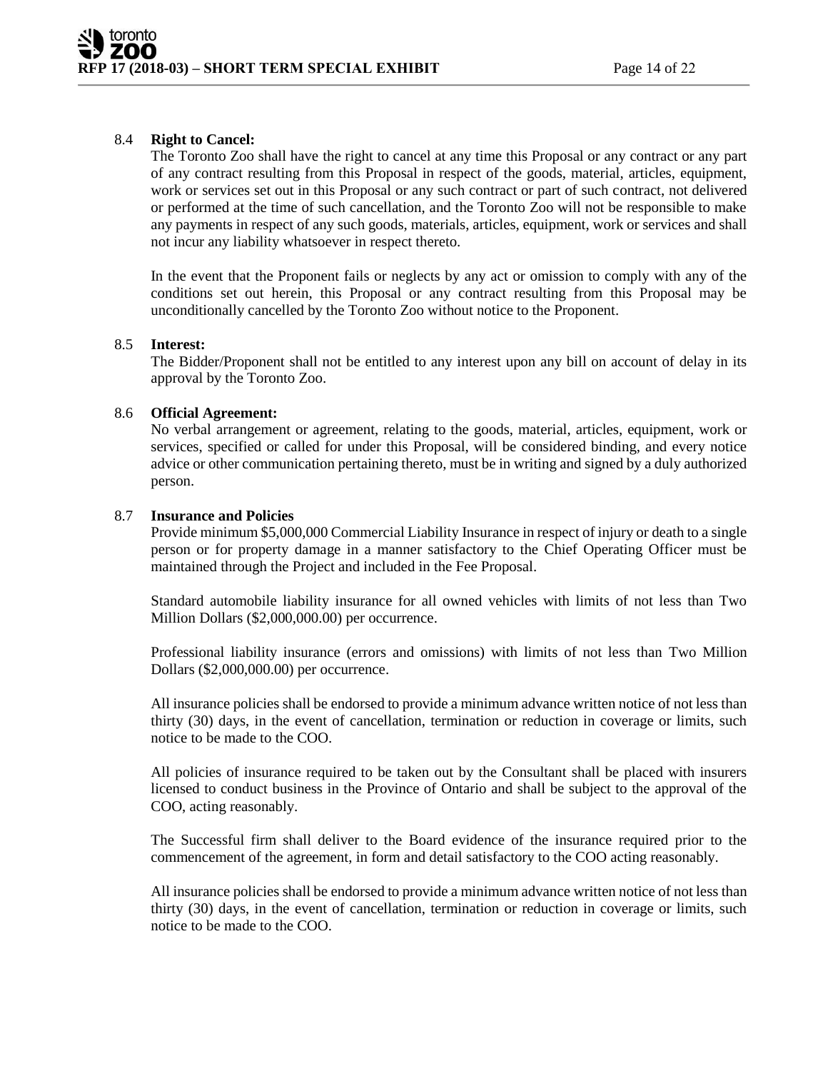8.4 **Right to Cancel:**

The Toronto Zoo shall have the right to cancel at any time this Proposal or any contract or any part of any contract resulting from this Proposal in respect of the goods, material, articles, equipment, work or services set out in this Proposal or any such contract or part of such contract, not delivered or performed at the time of such cancellation, and the Toronto Zoo will not be responsible to make any payments in respect of any such goods, materials, articles, equipment, work or services and shall not incur any liability whatsoever in respect thereto.

In the event that the Proponent fails or neglects by any act or omission to comply with any of the conditions set out herein, this Proposal or any contract resulting from this Proposal may be unconditionally cancelled by the Toronto Zoo without notice to the Proponent.

8.5 **Interest:**

The Bidder/Proponent shall not be entitled to any interest upon any bill on account of delay in its approval by the Toronto Zoo.

8.6 **Official Agreement:**

No verbal arrangement or agreement, relating to the goods, material, articles, equipment, work or services, specified or called for under this Proposal, will be considered binding, and every notice advice or other communication pertaining thereto, must be in writing and signed by a duly authorized person.

8.7 **Insurance and Policies**

Provide minimum $5,000,000 Commercial Liability Insurance in respect of injury or death to a single person or for property damage in a manner satisfactory to the Chief Operating Officer must be maintained through the Project and included in the Fee Proposal.

Standard automobile liability insurance for all owned vehicles with limits of not less than Two Million Dollars ($2,000,000.00) per occurrence.

Professional liability insurance (errors and omissions) with limits of not less than Two Million Dollars ($2,000,000.00) per occurrence.

All insurance policies shall be endorsed to provide a minimum advance written notice of not less than thirty (30) days, in the event of cancellation, termination or reduction in coverage or limits, such notice to be made to the COO.

All policies of insurance required to be taken out by the Consultant shall be placed with insurers licensed to conduct business in the Province of Ontario and shall be subject to the approval of the COO, acting reasonably.

The Successful firm shall deliver to the Board evidence of the insurance required prior to the commencement of the agreement, in form and detail satisfactory to the COO acting reasonably.

All insurance policies shall be endorsed to provide a minimum advance written notice of not less than thirty (30) days, in the event of cancellation, termination or reduction in coverage or limits, such notice to be made to the COO.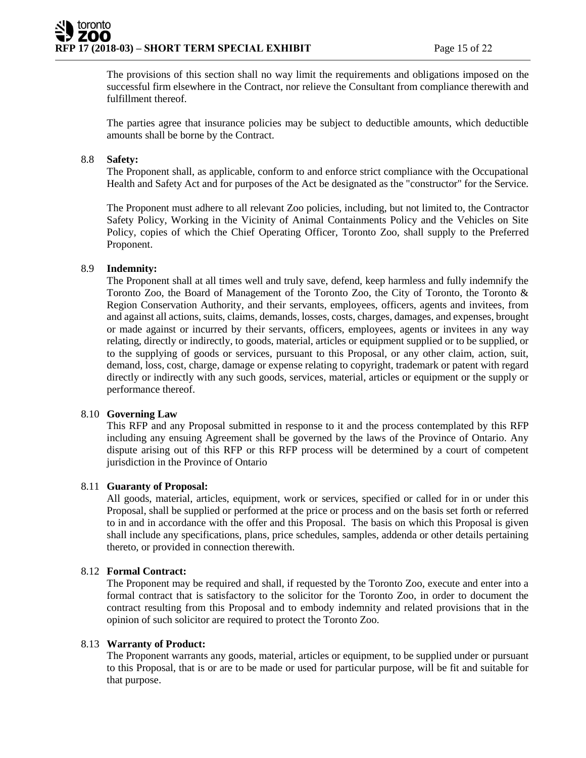The provisions of this section shall no way limit the requirements and obligations imposed on the successful firm elsewhere in the Contract, nor relieve the Consultant from compliance therewith and fulfillment thereof.

The parties agree that insurance policies may be subject to deductible amounts, which deductible amounts shall be borne by the Contract.

8.8 **Safety:**

The Proponent shall, as applicable, conform to and enforce strict compliance with the Occupational Health and Safety Act and for purposes of the Act be designated as the "constructor" for the Service.

The Proponent must adhere to all relevant Zoo policies, including, but not limited to, the Contractor Safety Policy, Working in the Vicinity of Animal Containments Policy and the Vehicles on Site Policy, copies of which the Chief Operating Officer, Toronto Zoo, shall supply to the Preferred Proponent.

8.9 **Indemnity:**

The Proponent shall at all times well and truly save, defend, keep harmless and fully indemnify the Toronto Zoo, the Board of Management of the Toronto Zoo, the City of Toronto, the Toronto & Region Conservation Authority, and their servants, employees, officers, agents and invitees, from and against all actions, suits, claims, demands, losses, costs, charges, damages, and expenses, brought or made against or incurred by their servants, officers, employees, agents or invitees in any way relating, directly or indirectly, to goods, material, articles or equipment supplied or to be supplied, or to the supplying of goods or services, pursuant to this Proposal, or any other claim, action, suit, demand, loss, cost, charge, damage or expense relating to copyright, trademark or patent with regard directly or indirectly with any such goods, services, material, articles or equipment or the supply or performance thereof.

8.10 **Governing Law**

This RFP and any Proposal submitted in response to it and the process contemplated by this RFP including any ensuing Agreement shall be governed by the laws of the Province of Ontario. Any dispute arising out of this RFP or this RFP process will be determined by a court of competent jurisdiction in the Province of Ontario

8.11 **Guaranty of Proposal:**

All goods, material, articles, equipment, work or services, specified or called for in or under this Proposal, shall be supplied or performed at the price or process and on the basis set forth or referred to in and in accordance with the offer and this Proposal. The basis on which this Proposal is given shall include any specifications, plans, price schedules, samples, addenda or other details pertaining thereto, or provided in connection therewith.

8.12 **Formal Contract:**

The Proponent may be required and shall, if requested by the Toronto Zoo, execute and enter into a formal contract that is satisfactory to the solicitor for the Toronto Zoo, in order to document the contract resulting from this Proposal and to embody indemnity and related provisions that in the opinion of such solicitor are required to protect the Toronto Zoo.

8.13 **Warranty of Product:**

The Proponent warrants any goods, material, articles or equipment, to be supplied under or pursuant to this Proposal, that is or are to be made or used for particular purpose, will be fit and suitable for that purpose.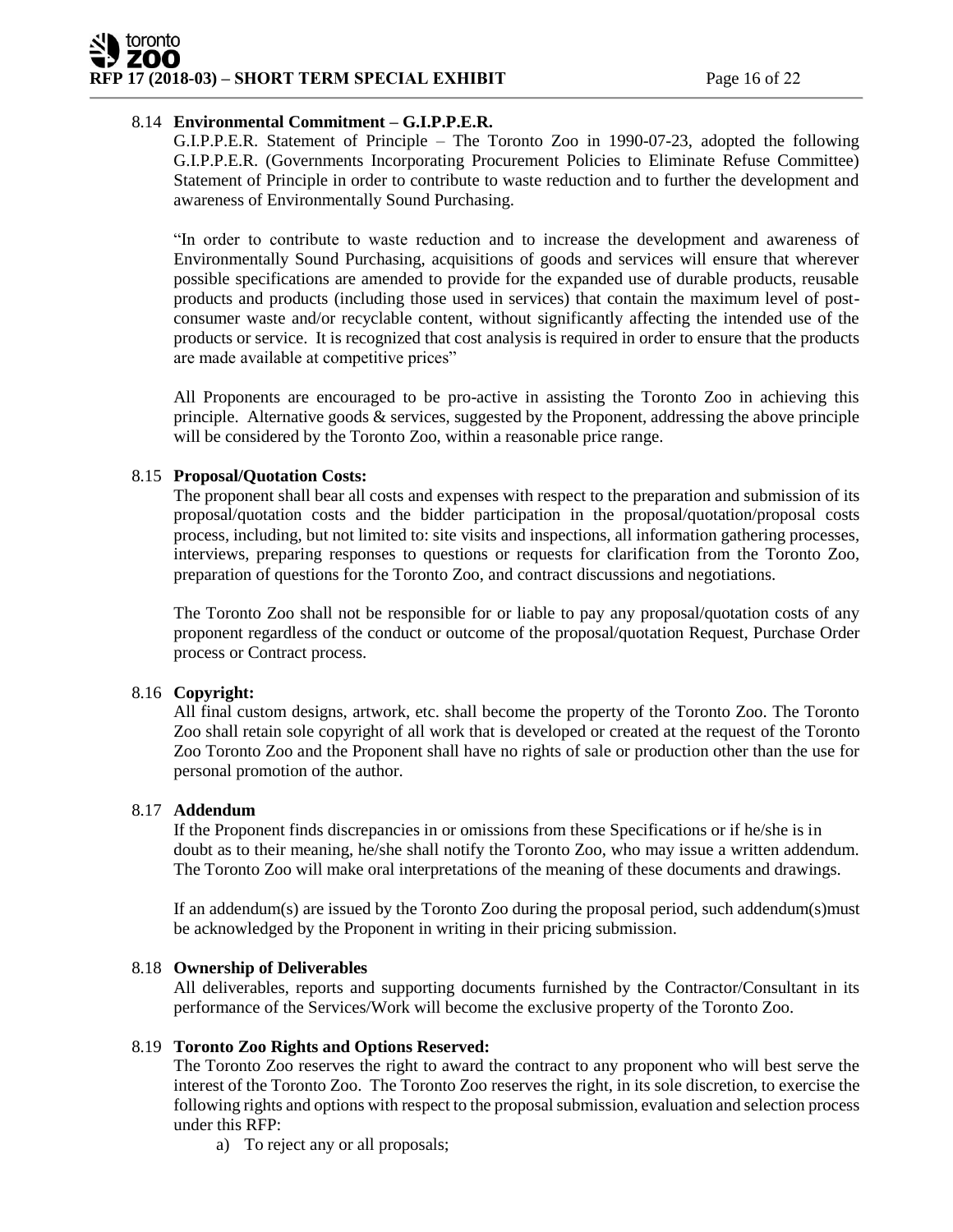### 8.14 **Environmental Commitment – G.I.P.P.E.R.**

G.I.P.P.E.R. Statement of Principle – The Toronto Zoo in 1990-07-23, adopted the following G.I.P.P.E.R. (Governments Incorporating Procurement Policies to Eliminate Refuse Committee) Statement of Principle in order to contribute to waste reduction and to further the development and awareness of Environmentally Sound Purchasing.

"In order to contribute to waste reduction and to increase the development and awareness of Environmentally Sound Purchasing, acquisitions of goods and services will ensure that wherever possible specifications are amended to provide for the expanded use of durable products, reusable products and products (including those used in services) that contain the maximum level of post-consumer waste and/or recyclable content, without significantly affecting the intended use of the products or service. It is recognized that cost analysis is required in order to ensure that the products are made available at competitive prices"

All Proponents are encouraged to be pro-active in assisting the Toronto Zoo in achieving this principle. Alternative goods & services, suggested by the Proponent, addressing the above principle will be considered by the Toronto Zoo, within a reasonable price range.

### 8.15 **Proposal/Quotation Costs:**

The proponent shall bear all costs and expenses with respect to the preparation and submission of its proposal/quotation costs and the bidder participation in the proposal/quotation/proposal costs process, including, but not limited to: site visits and inspections, all information gathering processes, interviews, preparing responses to questions or requests for clarification from the Toronto Zoo, preparation of questions for the Toronto Zoo, and contract discussions and negotiations.

The Toronto Zoo shall not be responsible for or liable to pay any proposal/quotation costs of any proponent regardless of the conduct or outcome of the proposal/quotation Request, Purchase Order process or Contract process.

### 8.16 **Copyright:**

All final custom designs, artwork, etc. shall become the property of the Toronto Zoo. The Toronto Zoo shall retain sole copyright of all work that is developed or created at the request of the Toronto Zoo Toronto Zoo and the Proponent shall have no rights of sale or production other than the use for personal promotion of the author.

### 8.17 **Addendum**

If the Proponent finds discrepancies in or omissions from these Specifications or if he/she is in doubt as to their meaning, he/she shall notify the Toronto Zoo, who may issue a written addendum. The Toronto Zoo will make oral interpretations of the meaning of these documents and drawings.

If an addendum(s) are issued by the Toronto Zoo during the proposal period, such addendum(s)must be acknowledged by the Proponent in writing in their pricing submission.

### 8.18 **Ownership of Deliverables**

All deliverables, reports and supporting documents furnished by the Contractor/Consultant in its performance of the Services/Work will become the exclusive property of the Toronto Zoo.

### 8.19 **Toronto Zoo Rights and Options Reserved:**

The Toronto Zoo reserves the right to award the contract to any proponent who will best serve the interest of the Toronto Zoo. The Toronto Zoo reserves the right, in its sole discretion, to exercise the following rights and options with respect to the proposal submission, evaluation and selection process under this RFP:

a) To reject any or all proposals;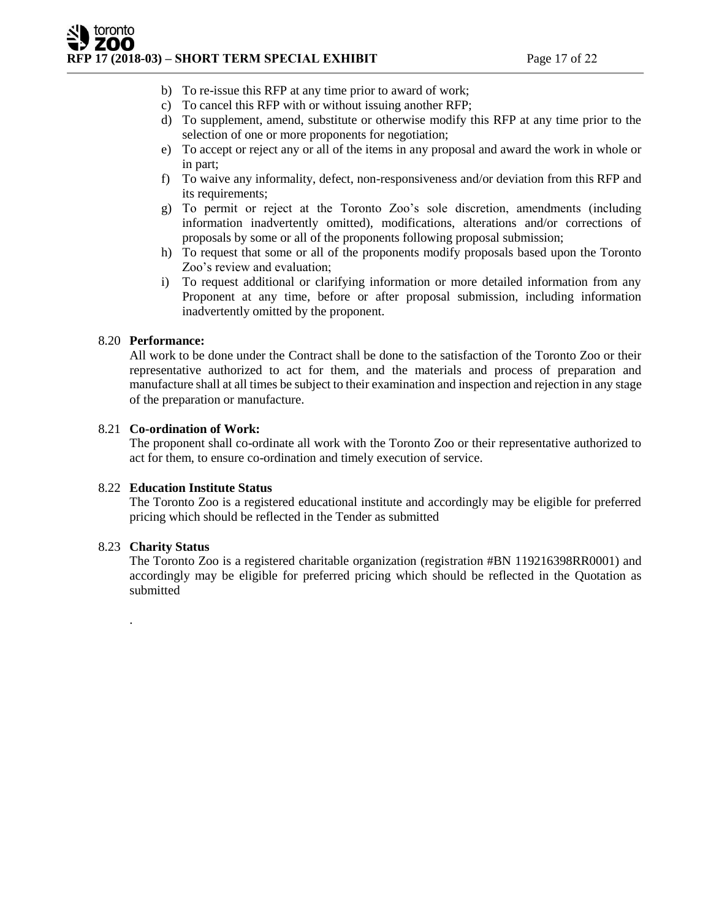b) To re-issue this RFP at any time prior to award of work;
c) To cancel this RFP with or without issuing another RFP;
d) To supplement, amend, substitute or otherwise modify this RFP at any time prior to the selection of one or more proponents for negotiation;
e) To accept or reject any or all of the items in any proposal and award the work in whole or in part;
f) To waive any informality, defect, non-responsiveness and/or deviation from this RFP and its requirements;
g) To permit or reject at the Toronto Zoo's sole discretion, amendments (including information inadvertently omitted), modifications, alterations and/or corrections of proposals by some or all of the proponents following proposal submission;
h) To request that some or all of the proponents modify proposals based upon the Toronto Zoo's review and evaluation;
i) To request additional or clarifying information or more detailed information from any Proponent at any time, before or after proposal submission, including information inadvertently omitted by the proponent.

8.20 **Performance:**

All work to be done under the Contract shall be done to the satisfaction of the Toronto Zoo or their representative authorized to act for them, and the materials and process of preparation and manufacture shall at all times be subject to their examination and inspection and rejection in any stage of the preparation or manufacture.

8.21 **Co-ordination of Work:**

The proponent shall co-ordinate all work with the Toronto Zoo or their representative authorized to act for them, to ensure co-ordination and timely execution of service.

8.22 **Education Institute Status**

The Toronto Zoo is a registered educational institute and accordingly may be eligible for preferred pricing which should be reflected in the Tender as submitted

8.23 **Charity Status**

The Toronto Zoo is a registered charitable organization (registration #BN 119216398RR0001) and accordingly may be eligible for preferred pricing which should be reflected in the Quotation as submitted

.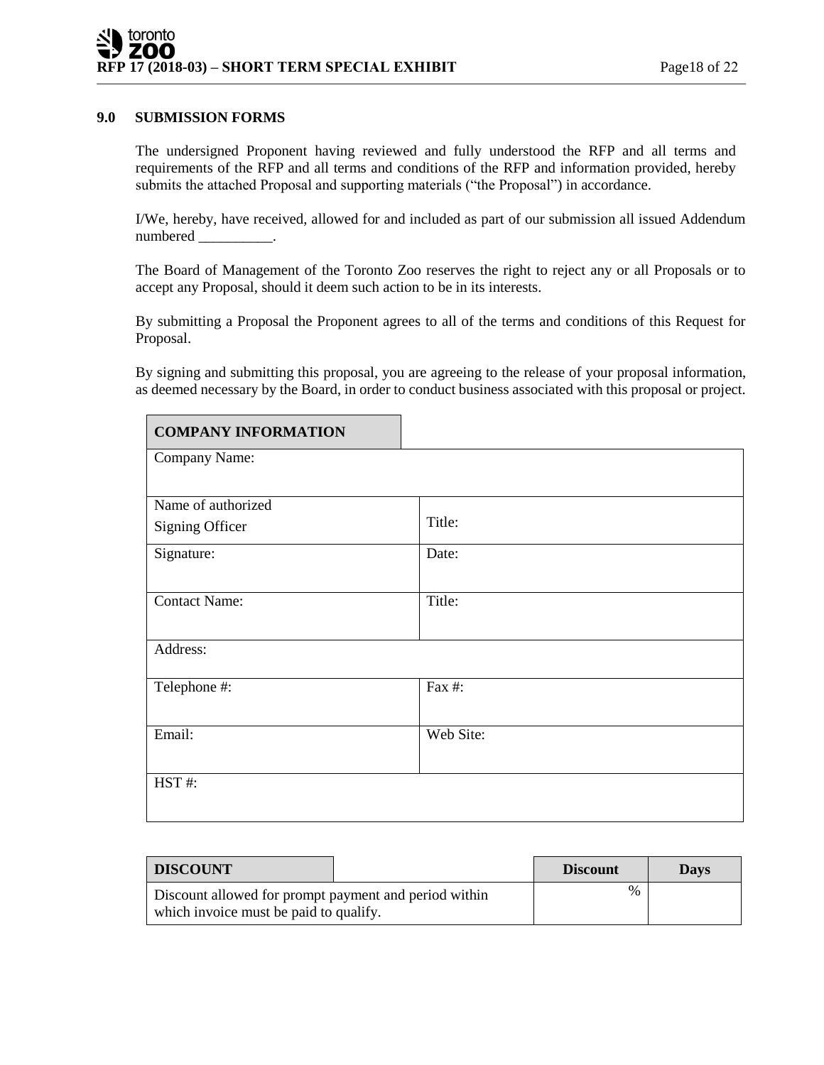## 9.0 SUBMISSION FORMS

The undersigned Proponent having reviewed and fully understood the RFP and all terms and requirements of the RFP and all terms and conditions of the RFP and information provided, hereby submits the attached Proposal and supporting materials ("the Proposal") in accordance.

I/We, hereby, have received, allowed for and included as part of our submission all issued Addendum numbered __________.

The Board of Management of the Toronto Zoo reserves the right to reject any or all Proposals or to accept any Proposal, should it deem such action to be in its interests.

By submitting a Proposal the Proponent agrees to all of the terms and conditions of this Request for Proposal.

By signing and submitting this proposal, you are agreeing to the release of your proposal information, as deemed necessary by the Board, in order to conduct business associated with this proposal or project.

| **COMPANY INFORMATION** | |
|---|---|
| Company Name: | |
| Name of authorized Signing Officer | Title: |
| Signature: | Date: |
| Contact Name: | Title: |
| Address: | |
| Telephone #: | Fax #: |
| Email: | Web Site: |
| HST #: | |

| **DISCOUNT** | | **Discount** | **Days** |
|---|---|---|---|
| Discount allowed for prompt payment and period within which invoice must be paid to qualify. | | % | |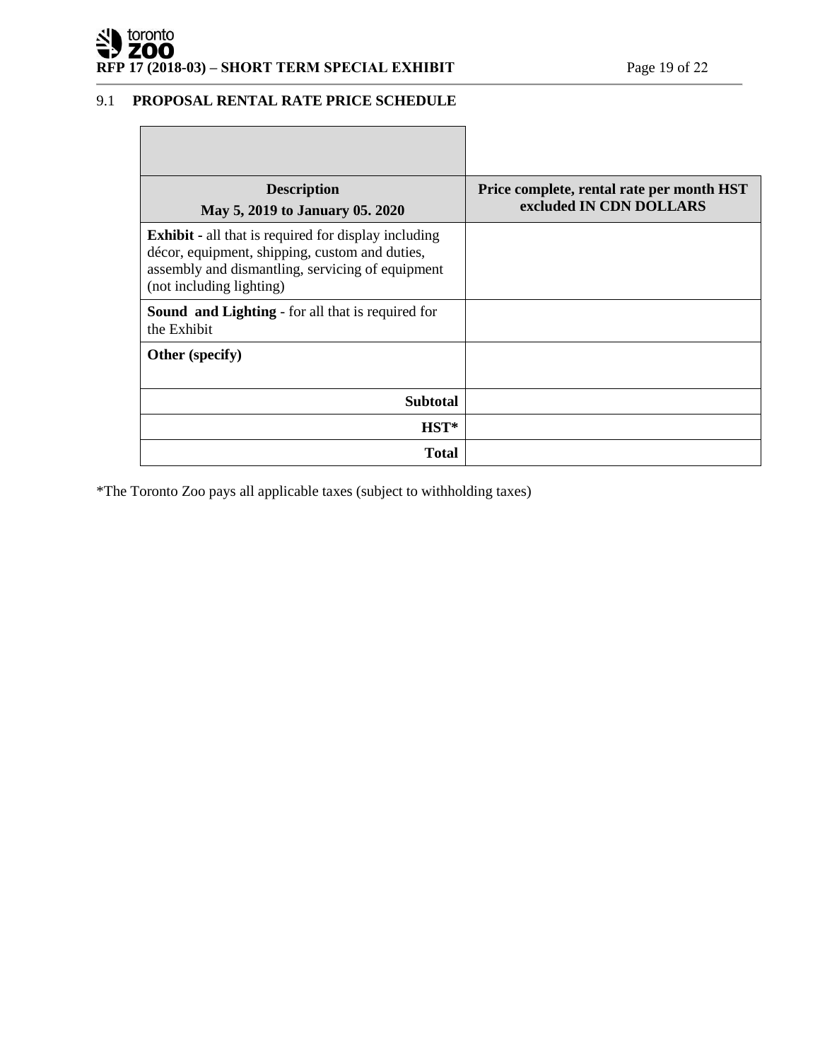## 9.1 PROPOSAL RENTAL RATE PRICE SCHEDULE

| **Description**<br>**May 5, 2019 to January 05. 2020** | **Price complete, rental rate per month HST excluded IN CDN DOLLARS** |
|---|---|
| **Exhibit -** all that is required for display including décor, equipment, shipping, custom and duties, assembly and dismantling, servicing of equipment (not including lighting) | |
| **Sound and Lighting** - for all that is required for the Exhibit | |
| **Other (specify)** | |
| **Subtotal** | |
| **HST*** | |
| **Total** | |

*The Toronto Zoo pays all applicable taxes (subject to withholding taxes)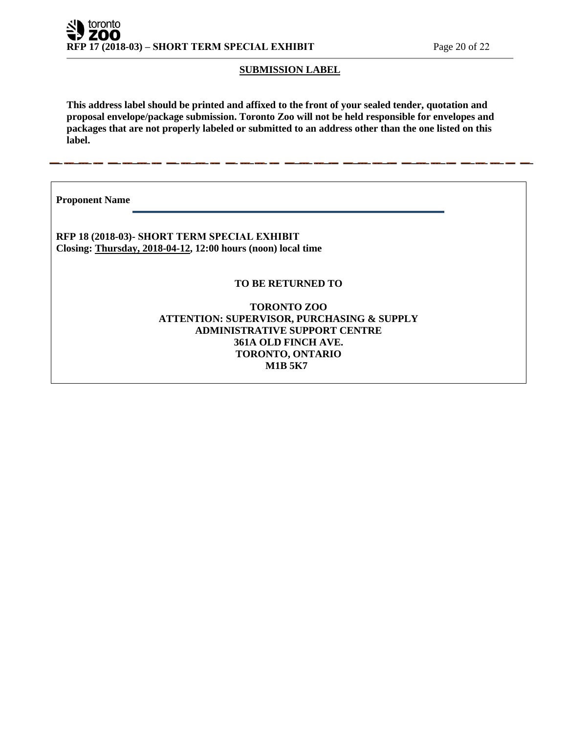## SUBMISSION LABEL

**This address label should be printed and affixed to the front of your sealed tender, quotation and proposal envelope/package submission. Toronto Zoo will not be held responsible for envelopes and packages that are not properly labeled or submitted to an address other than the one listed on this label.**

---

**Proponent Name** ______________________________________________

**RFP 18 (2018-03)- SHORT TERM SPECIAL EXHIBIT**
**Closing: Thursday, 2018-04-12, 12:00 hours (noon) local time**

**TO BE RETURNED TO**

**TORONTO ZOO**
**ATTENTION: SUPERVISOR, PURCHASING & SUPPLY**
**ADMINISTRATIVE SUPPORT CENTRE**
**361A OLD FINCH AVE.**
**TORONTO, ONTARIO**
**M1B 5K7**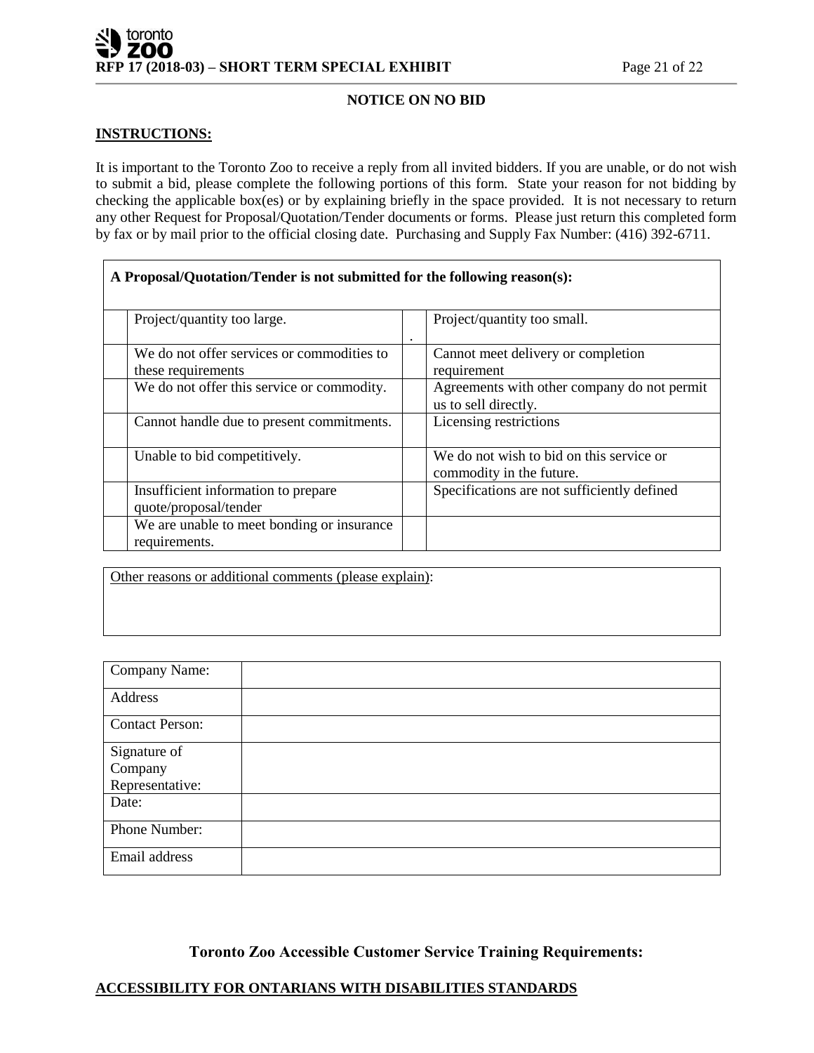**NOTICE ON NO BID**

**INSTRUCTIONS:**

It is important to the Toronto Zoo to receive a reply from all invited bidders. If you are unable, or do not wish to submit a bid, please complete the following portions of this form. State your reason for not bidding by checking the applicable box(es) or by explaining briefly in the space provided. It is not necessary to return any other Request for Proposal/Quotation/Tender documents or forms. Please just return this completed form by fax or by mail prior to the official closing date. Purchasing and Supply Fax Number: (416) 392-6711.

**A Proposal/Quotation/Tender is not submitted for the following reason(s):**

| | | | |
|---|---|---|---|
| | Project/quantity too large. | . | Project/quantity too small. |
| | We do not offer services or commodities to these requirements | | Cannot meet delivery or completion requirement |
| | We do not offer this service or commodity. | | Agreements with other company do not permit us to sell directly. |
| | Cannot handle due to present commitments. | | Licensing restrictions |
| | Unable to bid competitively. | | We do not wish to bid on this service or commodity in the future. |
| | Insufficient information to prepare quote/proposal/tender | | Specifications are not sufficiently defined |
| | We are unable to meet bonding or insurance requirements. | | |

Other reasons or additional comments (please explain):

| | |
|---|---|
| Company Name: | |
| Address | |
| Contact Person: | |
| Signature of Company Representative: | |
| Date: | |
| Phone Number: | |
| Email address | |

## Toronto Zoo Accessible Customer Service Training Requirements:

**ACCESSIBILITY FOR ONTARIANS WITH DISABILITIES STANDARDS**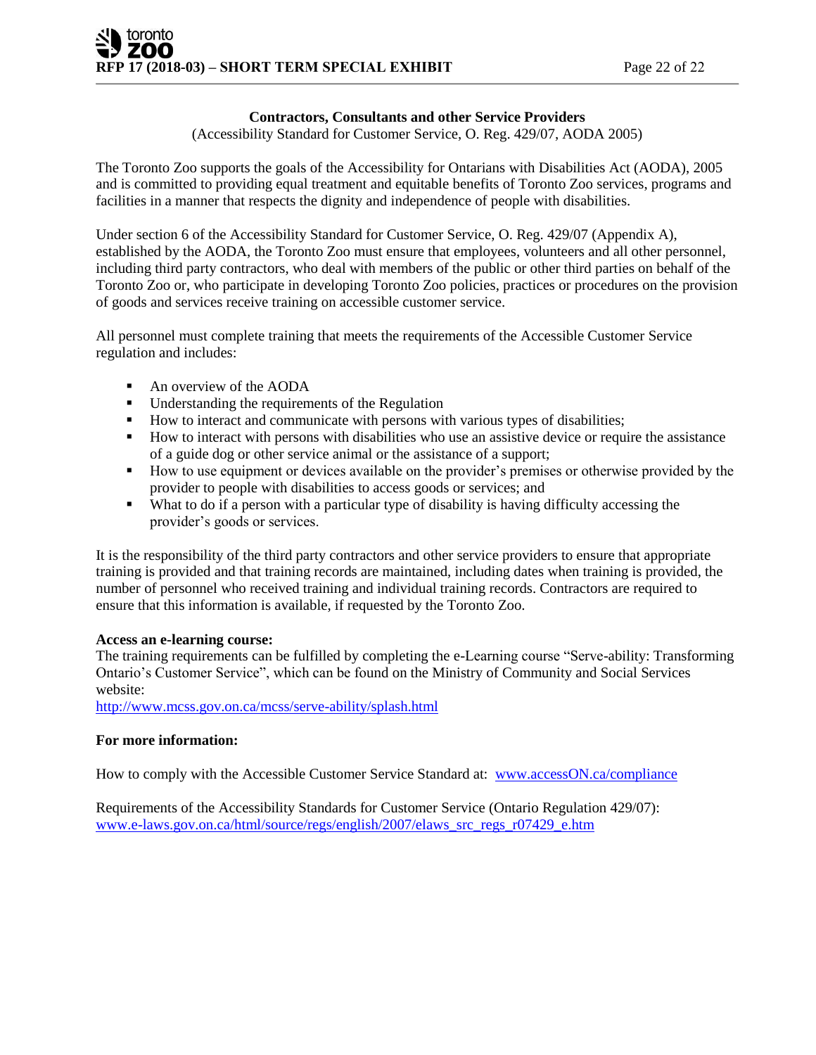## Contractors, Consultants and other Service Providers

(Accessibility Standard for Customer Service, O. Reg. 429/07, AODA 2005)

The Toronto Zoo supports the goals of the Accessibility for Ontarians with Disabilities Act (AODA), 2005 and is committed to providing equal treatment and equitable benefits of Toronto Zoo services, programs and facilities in a manner that respects the dignity and independence of people with disabilities.

Under section 6 of the Accessibility Standard for Customer Service, O. Reg. 429/07 (Appendix A), established by the AODA, the Toronto Zoo must ensure that employees, volunteers and all other personnel, including third party contractors, who deal with members of the public or other third parties on behalf of the Toronto Zoo or, who participate in developing Toronto Zoo policies, practices or procedures on the provision of goods and services receive training on accessible customer service.

All personnel must complete training that meets the requirements of the Accessible Customer Service regulation and includes:

- An overview of the AODA
- Understanding the requirements of the Regulation
- How to interact and communicate with persons with various types of disabilities;
- How to interact with persons with disabilities who use an assistive device or require the assistance of a guide dog or other service animal or the assistance of a support;
- How to use equipment or devices available on the provider's premises or otherwise provided by the provider to people with disabilities to access goods or services; and
- What to do if a person with a particular type of disability is having difficulty accessing the provider's goods or services.

It is the responsibility of the third party contractors and other service providers to ensure that appropriate training is provided and that training records are maintained, including dates when training is provided, the number of personnel who received training and individual training records. Contractors are required to ensure that this information is available, if requested by the Toronto Zoo.

**Access an e-learning course:**
The training requirements can be fulfilled by completing the e-Learning course "Serve-ability: Transforming Ontario's Customer Service", which can be found on the Ministry of Community and Social Services website:
http://www.mcss.gov.on.ca/mcss/serve-ability/splash.html

**For more information:**

How to comply with the Accessible Customer Service Standard at: www.accessON.ca/compliance

Requirements of the Accessibility Standards for Customer Service (Ontario Regulation 429/07):
www.e-laws.gov.on.ca/html/source/regs/english/2007/elaws_src_regs_r07429_e.htm